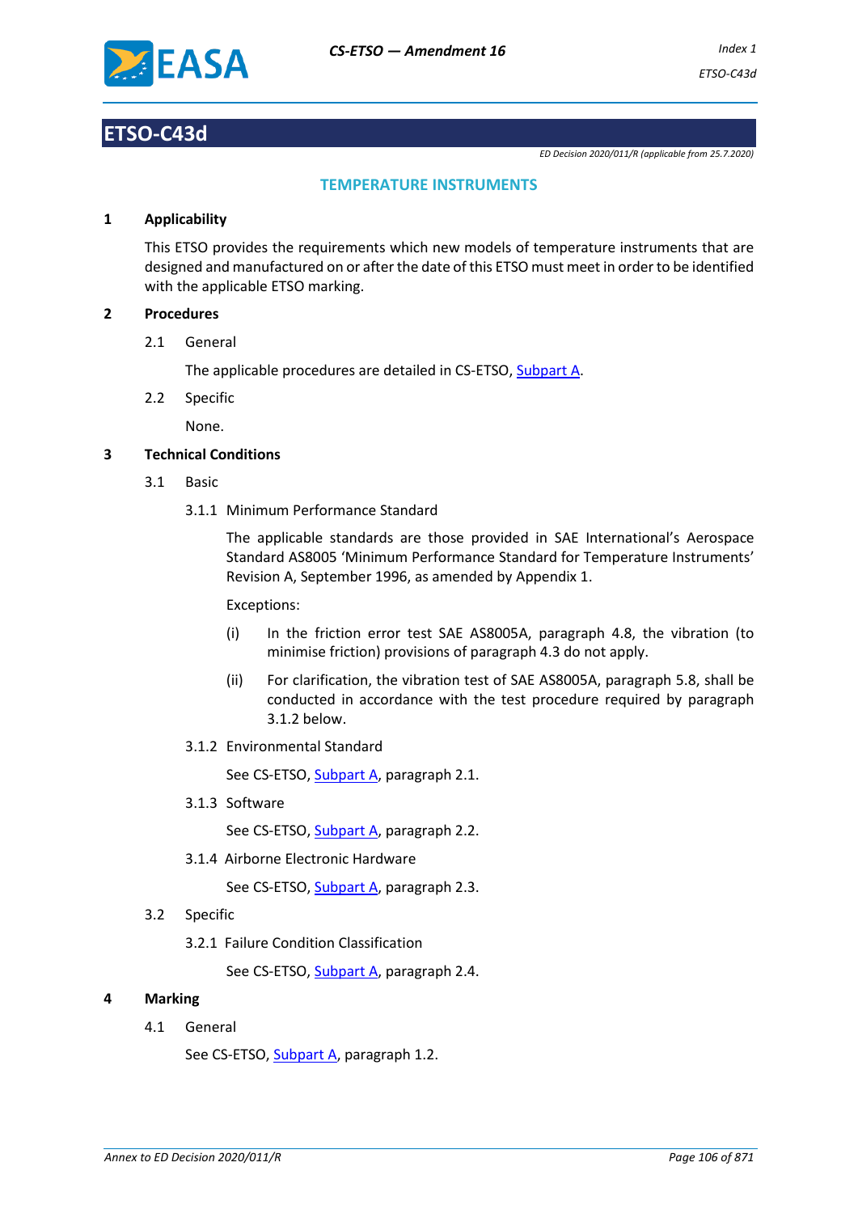# ETSO-C43d

*ED Decision 2020/011/R (applicable from 25.7.2020)*

## TEMPERATURE INSTRUMENTS

### 1 Applicability

This ETSO provides the requirements which new models of temperature instruments that are designed and manufactured on or after the date of this ETSO must meet in order to be identified with the applicable ETSO marking.

### 2 Procedures

2.1 General

The applicable procedures are detailed in CS-ETSO, Subpart A.

2.2 Specific

None.

### 3 Technical Conditions

3.1 Basic

3.1.1 Minimum Performance Standard

The applicable standards are those provided in SAE International's Aerospace Standard AS8005 'Minimum Performance Standard for Temperature Instruments' Revision A, September 1996, as amended by Appendix 1.

Exceptions:

(i) In the friction error test SAE AS8005A, paragraph 4.8, the vibration (to minimise friction) provisions of paragraph 4.3 do not apply.

(ii) For clarification, the vibration test of SAE AS8005A, paragraph 5.8, shall be conducted in accordance with the test procedure required by paragraph 3.1.2 below.

3.1.2 Environmental Standard

See CS-ETSO, Subpart A, paragraph 2.1.

3.1.3 Software

See CS-ETSO, Subpart A, paragraph 2.2.

3.1.4 Airborne Electronic Hardware

See CS-ETSO, Subpart A, paragraph 2.3.

3.2 Specific

3.2.1 Failure Condition Classification

See CS-ETSO, Subpart A, paragraph 2.4.

### 4 Marking

4.1 General

See CS-ETSO, Subpart A, paragraph 1.2.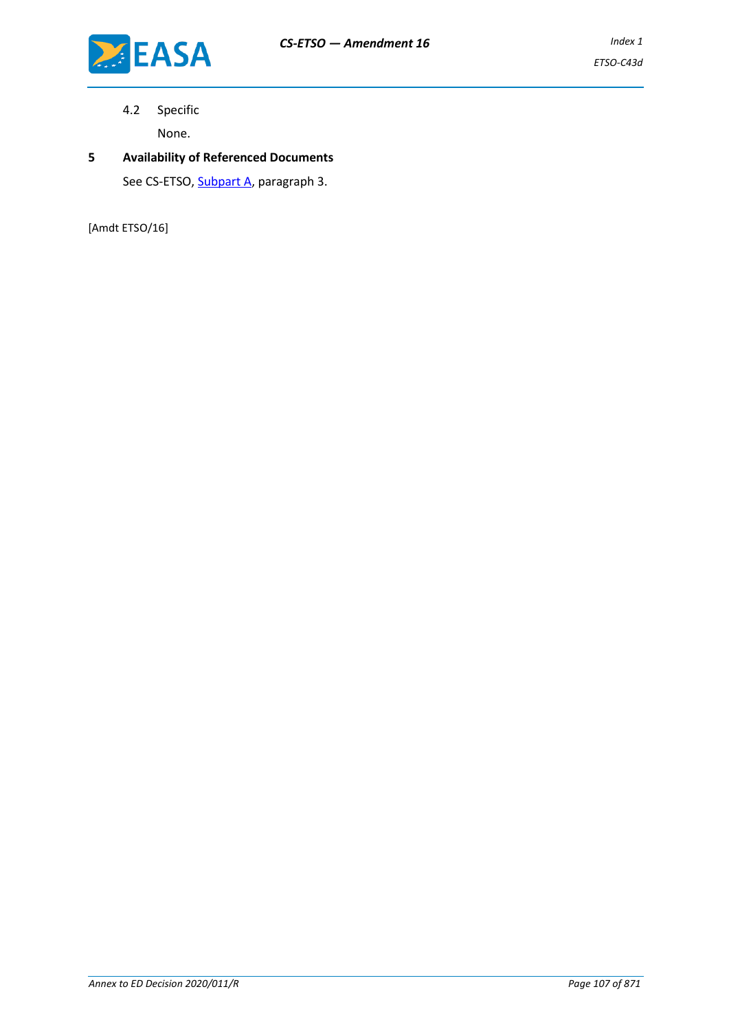4.2 Specific

None.

## 5 Availability of Referenced Documents

See CS-ETSO, Subpart A, paragraph 3.

[Amdt ETSO/16]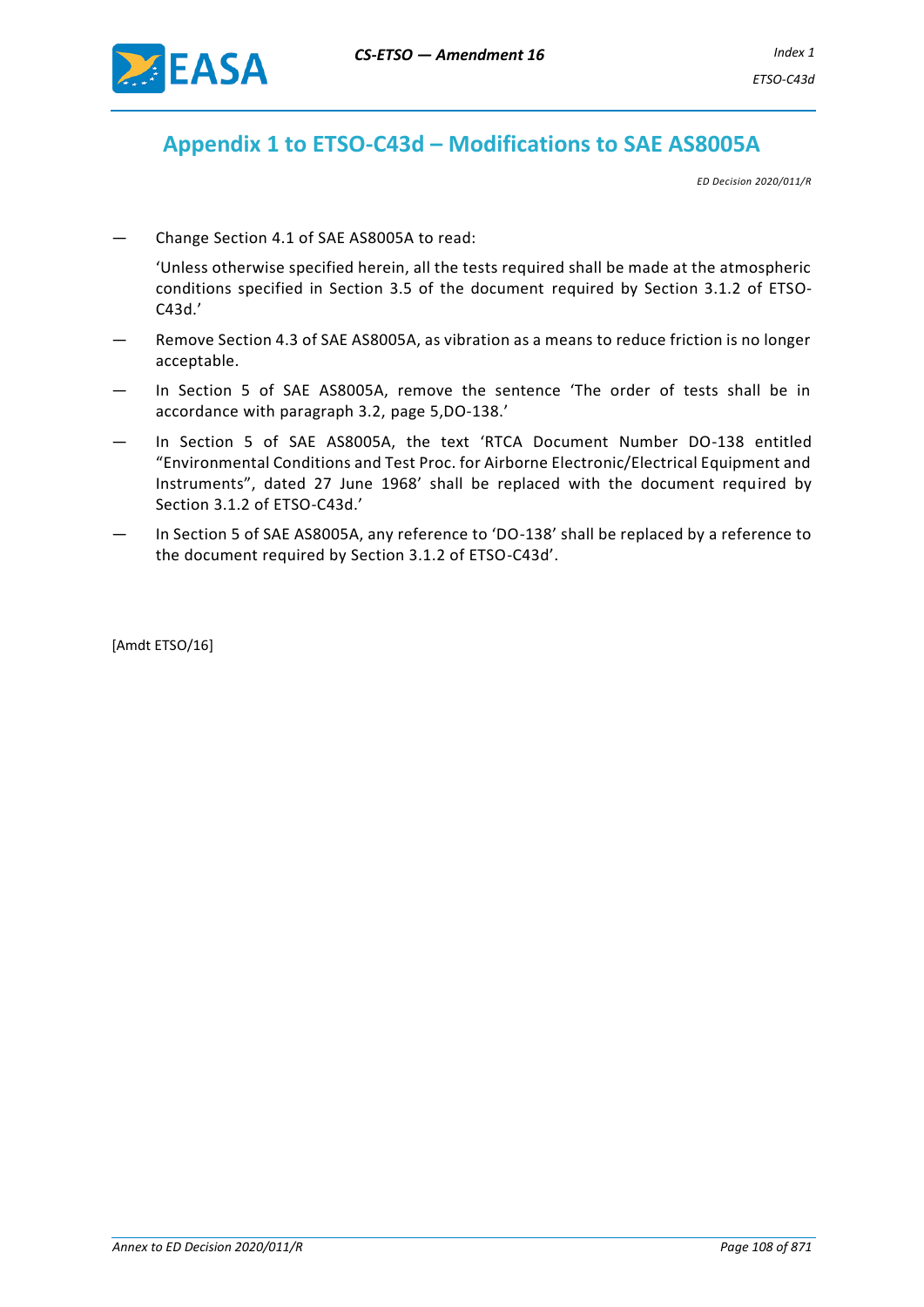## Appendix 1 to ETSO-C43d – Modifications to SAE AS8005A

*ED Decision 2020/011/R*

— Change Section 4.1 of SAE AS8005A to read:

'Unless otherwise specified herein, all the tests required shall be made at the atmospheric conditions specified in Section 3.5 of the document required by Section 3.1.2 of ETSO-C43d.'

— Remove Section 4.3 of SAE AS8005A, as vibration as a means to reduce friction is no longer acceptable.

— In Section 5 of SAE AS8005A, remove the sentence 'The order of tests shall be in accordance with paragraph 3.2, page 5,DO-138.'

— In Section 5 of SAE AS8005A, the text 'RTCA Document Number DO-138 entitled "Environmental Conditions and Test Proc. for Airborne Electronic/Electrical Equipment and Instruments", dated 27 June 1968' shall be replaced with the document required by Section 3.1.2 of ETSO-C43d.'

— In Section 5 of SAE AS8005A, any reference to 'DO-138' shall be replaced by a reference to the document required by Section 3.1.2 of ETSO-C43d'.

[Amdt ETSO/16]